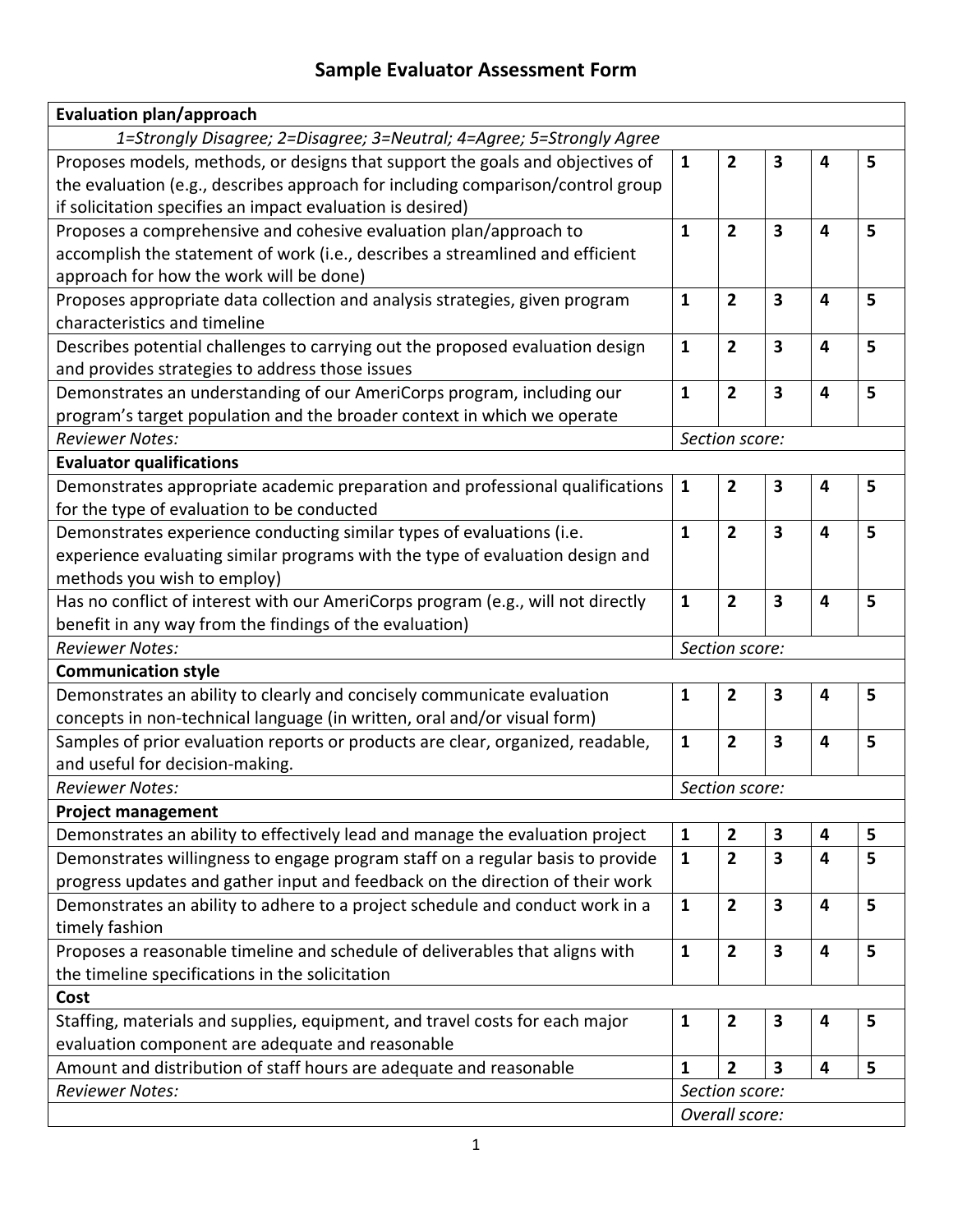# Sample Evaluator Assessment Form

| **Evaluation plan/approach** | | | | | |
|---|---|---|---|---|---|
| *1=Strongly Disagree; 2=Disagree; 3=Neutral; 4=Agree; 5=Strongly Agree* | | | | | |
| Proposes models, methods, or designs that support the goals and objectives of the evaluation (e.g., describes approach for including comparison/control group if solicitation specifies an impact evaluation is desired) | **1** | **2** | **3** | **4** | **5** |
| Proposes a comprehensive and cohesive evaluation plan/approach to accomplish the statement of work (i.e., describes a streamlined and efficient approach for how the work will be done) | **1** | **2** | **3** | **4** | **5** |
| Proposes appropriate data collection and analysis strategies, given program characteristics and timeline | **1** | **2** | **3** | **4** | **5** |
| Describes potential challenges to carrying out the proposed evaluation design and provides strategies to address those issues | **1** | **2** | **3** | **4** | **5** |
| Demonstrates an understanding of our AmeriCorps program, including our program's target population and the broader context in which we operate | **1** | **2** | **3** | **4** | **5** |
| *Reviewer Notes:* | *Section score:* | | | | |
| **Evaluator qualifications** | | | | | |
| Demonstrates appropriate academic preparation and professional qualifications for the type of evaluation to be conducted | **1** | **2** | **3** | **4** | **5** |
| Demonstrates experience conducting similar types of evaluations (i.e. experience evaluating similar programs with the type of evaluation design and methods you wish to employ) | **1** | **2** | **3** | **4** | **5** |
| Has no conflict of interest with our AmeriCorps program (e.g., will not directly benefit in any way from the findings of the evaluation) | **1** | **2** | **3** | **4** | **5** |
| *Reviewer Notes:* | *Section score:* | | | | |
| **Communication style** | | | | | |
| Demonstrates an ability to clearly and concisely communicate evaluation concepts in non-technical language (in written, oral and/or visual form) | **1** | **2** | **3** | **4** | **5** |
| Samples of prior evaluation reports or products are clear, organized, readable, and useful for decision-making. | **1** | **2** | **3** | **4** | **5** |
| *Reviewer Notes:* | *Section score:* | | | | |
| **Project management** | | | | | |
| Demonstrates an ability to effectively lead and manage the evaluation project | **1** | **2** | **3** | **4** | **5** |
| Demonstrates willingness to engage program staff on a regular basis to provide progress updates and gather input and feedback on the direction of their work | **1** | **2** | **3** | **4** | **5** |
| Demonstrates an ability to adhere to a project schedule and conduct work in a timely fashion | **1** | **2** | **3** | **4** | **5** |
| Proposes a reasonable timeline and schedule of deliverables that aligns with the timeline specifications in the solicitation | **1** | **2** | **3** | **4** | **5** |
| **Cost** | | | | | |
| Staffing, materials and supplies, equipment, and travel costs for each major evaluation component are adequate and reasonable | **1** | **2** | **3** | **4** | **5** |
| Amount and distribution of staff hours are adequate and reasonable | **1** | **2** | **3** | **4** | **5** |
| *Reviewer Notes:* | *Section score:* | | | | |
| | *Overall score:* | | | | |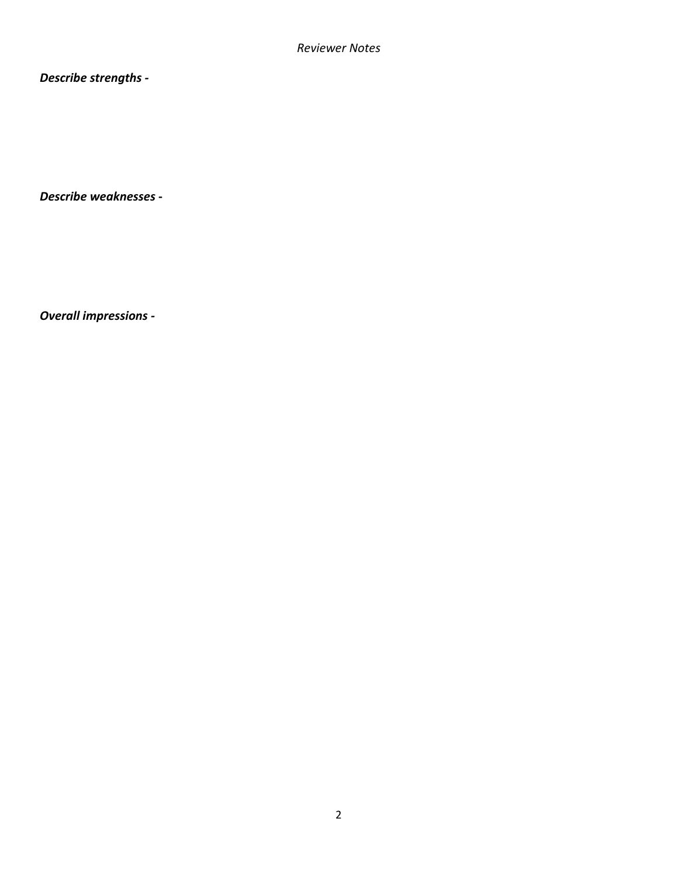*Reviewer Notes*

***Describe strengths -***

***Describe weaknesses -***

***Overall impressions -***